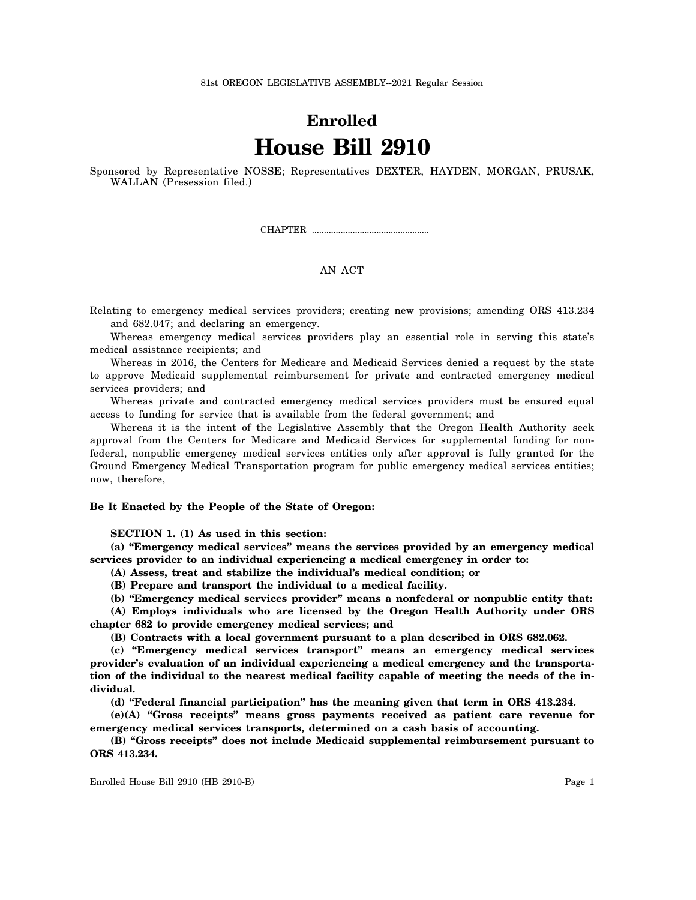81st OREGON LEGISLATIVE ASSEMBLY--2021 Regular Session

# Enrolled
# House Bill 2910

Sponsored by Representative NOSSE; Representatives DEXTER, HAYDEN, MORGAN, PRUSAK, WALLAN (Presession filed.)

CHAPTER ................................................

AN ACT

Relating to emergency medical services providers; creating new provisions; amending ORS 413.234 and 682.047; and declaring an emergency.

Whereas emergency medical services providers play an essential role in serving this state's medical assistance recipients; and

Whereas in 2016, the Centers for Medicare and Medicaid Services denied a request by the state to approve Medicaid supplemental reimbursement for private and contracted emergency medical services providers; and

Whereas private and contracted emergency medical services providers must be ensured equal access to funding for service that is available from the federal government; and

Whereas it is the intent of the Legislative Assembly that the Oregon Health Authority seek approval from the Centers for Medicare and Medicaid Services for supplemental funding for non-federal, nonpublic emergency medical services entities only after approval is fully granted for the Ground Emergency Medical Transportation program for public emergency medical services entities; now, therefore,

**Be It Enacted by the People of the State of Oregon:**

**SECTION 1. (1) As used in this section:**

**(a) "Emergency medical services" means the services provided by an emergency medical services provider to an individual experiencing a medical emergency in order to:**

**(A) Assess, treat and stabilize the individual's medical condition; or**

**(B) Prepare and transport the individual to a medical facility.**

**(b) "Emergency medical services provider" means a nonfederal or nonpublic entity that:**

**(A) Employs individuals who are licensed by the Oregon Health Authority under ORS chapter 682 to provide emergency medical services; and**

**(B) Contracts with a local government pursuant to a plan described in ORS 682.062.**

**(c) "Emergency medical services transport" means an emergency medical services provider's evaluation of an individual experiencing a medical emergency and the transportation of the individual to the nearest medical facility capable of meeting the needs of the individual.**

**(d) "Federal financial participation" has the meaning given that term in ORS 413.234.**

**(e)(A) "Gross receipts" means gross payments received as patient care revenue for emergency medical services transports, determined on a cash basis of accounting.**

**(B) "Gross receipts" does not include Medicaid supplemental reimbursement pursuant to ORS 413.234.**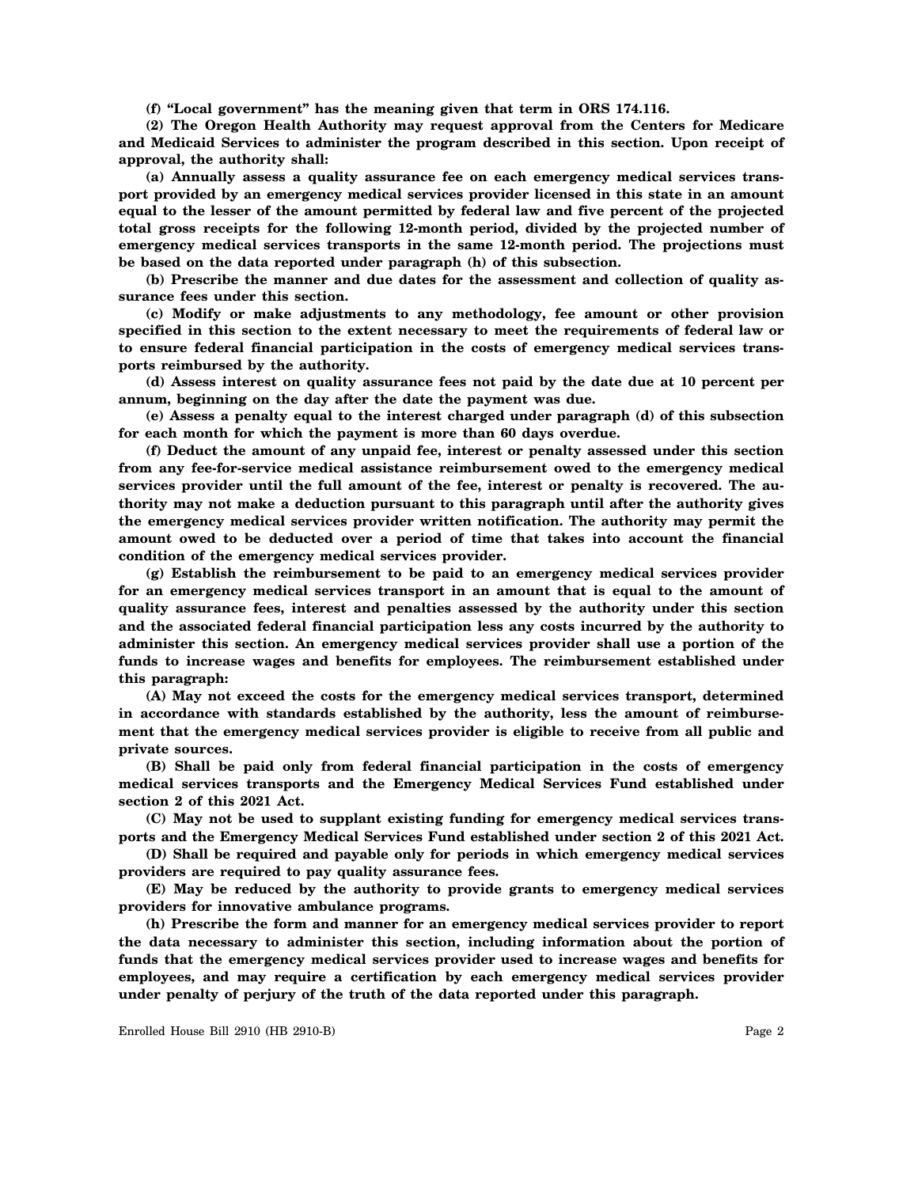**(f) "Local government" has the meaning given that term in ORS 174.116.**

**(2) The Oregon Health Authority may request approval from the Centers for Medicare and Medicaid Services to administer the program described in this section. Upon receipt of approval, the authority shall:**

**(a) Annually assess a quality assurance fee on each emergency medical services transport provided by an emergency medical services provider licensed in this state in an amount equal to the lesser of the amount permitted by federal law and five percent of the projected total gross receipts for the following 12-month period, divided by the projected number of emergency medical services transports in the same 12-month period. The projections must be based on the data reported under paragraph (h) of this subsection.**

**(b) Prescribe the manner and due dates for the assessment and collection of quality assurance fees under this section.**

**(c) Modify or make adjustments to any methodology, fee amount or other provision specified in this section to the extent necessary to meet the requirements of federal law or to ensure federal financial participation in the costs of emergency medical services transports reimbursed by the authority.**

**(d) Assess interest on quality assurance fees not paid by the date due at 10 percent per annum, beginning on the day after the date the payment was due.**

**(e) Assess a penalty equal to the interest charged under paragraph (d) of this subsection for each month for which the payment is more than 60 days overdue.**

**(f) Deduct the amount of any unpaid fee, interest or penalty assessed under this section from any fee-for-service medical assistance reimbursement owed to the emergency medical services provider until the full amount of the fee, interest or penalty is recovered. The authority may not make a deduction pursuant to this paragraph until after the authority gives the emergency medical services provider written notification. The authority may permit the amount owed to be deducted over a period of time that takes into account the financial condition of the emergency medical services provider.**

**(g) Establish the reimbursement to be paid to an emergency medical services provider for an emergency medical services transport in an amount that is equal to the amount of quality assurance fees, interest and penalties assessed by the authority under this section and the associated federal financial participation less any costs incurred by the authority to administer this section. An emergency medical services provider shall use a portion of the funds to increase wages and benefits for employees. The reimbursement established under this paragraph:**

**(A) May not exceed the costs for the emergency medical services transport, determined in accordance with standards established by the authority, less the amount of reimbursement that the emergency medical services provider is eligible to receive from all public and private sources.**

**(B) Shall be paid only from federal financial participation in the costs of emergency medical services transports and the Emergency Medical Services Fund established under section 2 of this 2021 Act.**

**(C) May not be used to supplant existing funding for emergency medical services transports and the Emergency Medical Services Fund established under section 2 of this 2021 Act.**

**(D) Shall be required and payable only for periods in which emergency medical services providers are required to pay quality assurance fees.**

**(E) May be reduced by the authority to provide grants to emergency medical services providers for innovative ambulance programs.**

**(h) Prescribe the form and manner for an emergency medical services provider to report the data necessary to administer this section, including information about the portion of funds that the emergency medical services provider used to increase wages and benefits for employees, and may require a certification by each emergency medical services provider under penalty of perjury of the truth of the data reported under this paragraph.**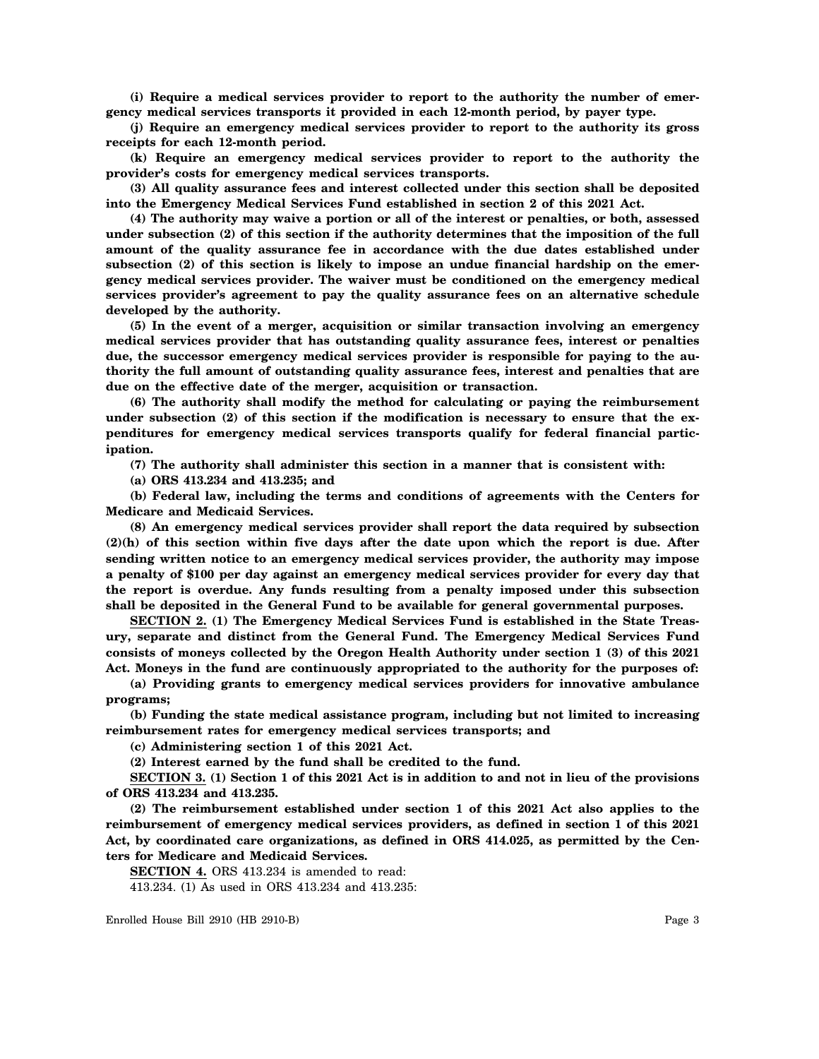**(i) Require a medical services provider to report to the authority the number of emergency medical services transports it provided in each 12-month period, by payer type.**

**(j) Require an emergency medical services provider to report to the authority its gross receipts for each 12-month period.**

**(k) Require an emergency medical services provider to report to the authority the provider's costs for emergency medical services transports.**

**(3) All quality assurance fees and interest collected under this section shall be deposited into the Emergency Medical Services Fund established in section 2 of this 2021 Act.**

**(4) The authority may waive a portion or all of the interest or penalties, or both, assessed under subsection (2) of this section if the authority determines that the imposition of the full amount of the quality assurance fee in accordance with the due dates established under subsection (2) of this section is likely to impose an undue financial hardship on the emergency medical services provider. The waiver must be conditioned on the emergency medical services provider's agreement to pay the quality assurance fees on an alternative schedule developed by the authority.**

**(5) In the event of a merger, acquisition or similar transaction involving an emergency medical services provider that has outstanding quality assurance fees, interest or penalties due, the successor emergency medical services provider is responsible for paying to the authority the full amount of outstanding quality assurance fees, interest and penalties that are due on the effective date of the merger, acquisition or transaction.**

**(6) The authority shall modify the method for calculating or paying the reimbursement under subsection (2) of this section if the modification is necessary to ensure that the expenditures for emergency medical services transports qualify for federal financial participation.**

**(7) The authority shall administer this section in a manner that is consistent with:**

**(a) ORS 413.234 and 413.235; and**

**(b) Federal law, including the terms and conditions of agreements with the Centers for Medicare and Medicaid Services.**

**(8) An emergency medical services provider shall report the data required by subsection (2)(h) of this section within five days after the date upon which the report is due. After sending written notice to an emergency medical services provider, the authority may impose a penalty of $100 per day against an emergency medical services provider for every day that the report is overdue. Any funds resulting from a penalty imposed under this subsection shall be deposited in the General Fund to be available for general governmental purposes.**

**SECTION 2. (1) The Emergency Medical Services Fund is established in the State Treasury, separate and distinct from the General Fund. The Emergency Medical Services Fund consists of moneys collected by the Oregon Health Authority under section 1 (3) of this 2021 Act. Moneys in the fund are continuously appropriated to the authority for the purposes of:**

**(a) Providing grants to emergency medical services providers for innovative ambulance programs;**

**(b) Funding the state medical assistance program, including but not limited to increasing reimbursement rates for emergency medical services transports; and**

**(c) Administering section 1 of this 2021 Act.**

**(2) Interest earned by the fund shall be credited to the fund.**

**SECTION 3. (1) Section 1 of this 2021 Act is in addition to and not in lieu of the provisions of ORS 413.234 and 413.235.**

**(2) The reimbursement established under section 1 of this 2021 Act also applies to the reimbursement of emergency medical services providers, as defined in section 1 of this 2021 Act, by coordinated care organizations, as defined in ORS 414.025, as permitted by the Centers for Medicare and Medicaid Services.**

**SECTION 4.** ORS 413.234 is amended to read:

413.234. (1) As used in ORS 413.234 and 413.235: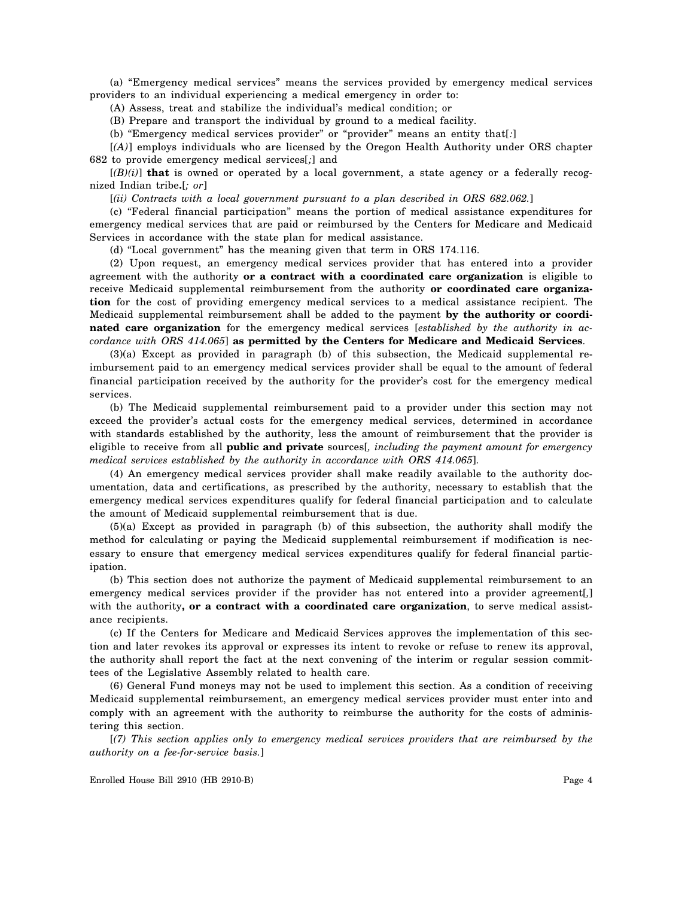(a) "Emergency medical services" means the services provided by emergency medical services providers to an individual experiencing a medical emergency in order to:

(A) Assess, treat and stabilize the individual's medical condition; or

(B) Prepare and transport the individual by ground to a medical facility.

(b) "Emergency medical services provider" or "provider" means an entity that[*:*]

[*(A)*] employs individuals who are licensed by the Oregon Health Authority under ORS chapter 682 to provide emergency medical services[*;*] and

[*(B)(i)*] **that** is owned or operated by a local government, a state agency or a federally recognized Indian tribe**.**[*; or*]

[*(ii) Contracts with a local government pursuant to a plan described in ORS 682.062.*]

(c) "Federal financial participation" means the portion of medical assistance expenditures for emergency medical services that are paid or reimbursed by the Centers for Medicare and Medicaid Services in accordance with the state plan for medical assistance.

(d) "Local government" has the meaning given that term in ORS 174.116.

(2) Upon request, an emergency medical services provider that has entered into a provider agreement with the authority **or a contract with a coordinated care organization** is eligible to receive Medicaid supplemental reimbursement from the authority **or coordinated care organization** for the cost of providing emergency medical services to a medical assistance recipient. The Medicaid supplemental reimbursement shall be added to the payment **by the authority or coordinated care organization** for the emergency medical services [*established by the authority in accordance with ORS 414.065*] **as permitted by the Centers for Medicare and Medicaid Services**.

(3)(a) Except as provided in paragraph (b) of this subsection, the Medicaid supplemental reimbursement paid to an emergency medical services provider shall be equal to the amount of federal financial participation received by the authority for the provider's cost for the emergency medical services.

(b) The Medicaid supplemental reimbursement paid to a provider under this section may not exceed the provider's actual costs for the emergency medical services, determined in accordance with standards established by the authority, less the amount of reimbursement that the provider is eligible to receive from all **public and private** sources[*, including the payment amount for emergency medical services established by the authority in accordance with ORS 414.065*].

(4) An emergency medical services provider shall make readily available to the authority documentation, data and certifications, as prescribed by the authority, necessary to establish that the emergency medical services expenditures qualify for federal financial participation and to calculate the amount of Medicaid supplemental reimbursement that is due.

(5)(a) Except as provided in paragraph (b) of this subsection, the authority shall modify the method for calculating or paying the Medicaid supplemental reimbursement if modification is necessary to ensure that emergency medical services expenditures qualify for federal financial participation.

(b) This section does not authorize the payment of Medicaid supplemental reimbursement to an emergency medical services provider if the provider has not entered into a provider agreement[*,*] with the authority**, or a contract with a coordinated care organization**, to serve medical assistance recipients.

(c) If the Centers for Medicare and Medicaid Services approves the implementation of this section and later revokes its approval or expresses its intent to revoke or refuse to renew its approval, the authority shall report the fact at the next convening of the interim or regular session committees of the Legislative Assembly related to health care.

(6) General Fund moneys may not be used to implement this section. As a condition of receiving Medicaid supplemental reimbursement, an emergency medical services provider must enter into and comply with an agreement with the authority to reimburse the authority for the costs of administering this section.

[*(7) This section applies only to emergency medical services providers that are reimbursed by the authority on a fee-for-service basis.*]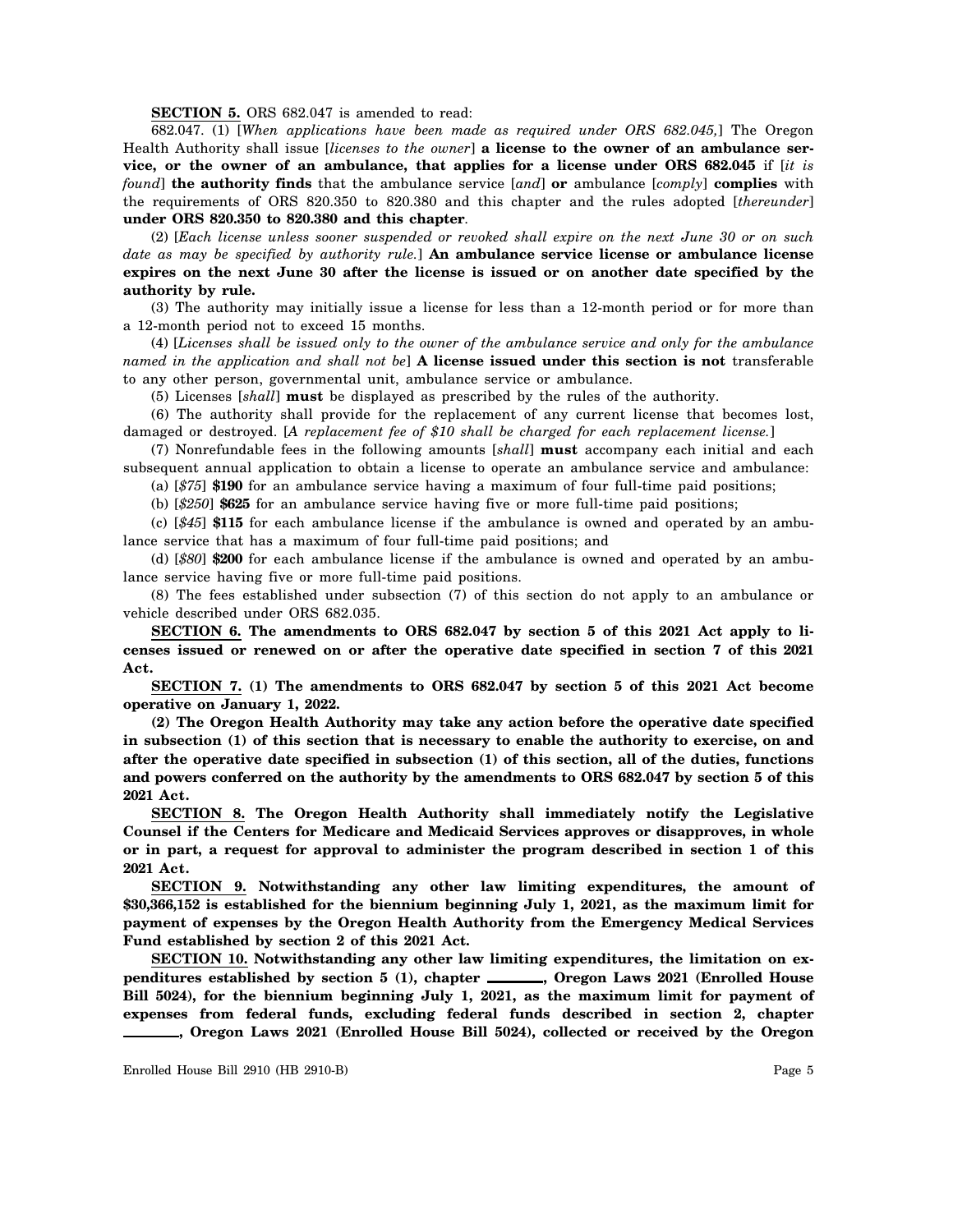**SECTION 5.** ORS 682.047 is amended to read:

682.047. (1) [*When applications have been made as required under ORS 682.045,*] The Oregon Health Authority shall issue [*licenses to the owner*] **a license to the owner of an ambulance service, or the owner of an ambulance, that applies for a license under ORS 682.045** if [*it is found*] **the authority finds** that the ambulance service [*and*] **or** ambulance [*comply*] **complies** with the requirements of ORS 820.350 to 820.380 and this chapter and the rules adopted [*thereunder*] **under ORS 820.350 to 820.380 and this chapter**.

(2) [*Each license unless sooner suspended or revoked shall expire on the next June 30 or on such date as may be specified by authority rule.*] **An ambulance service license or ambulance license expires on the next June 30 after the license is issued or on another date specified by the authority by rule.**

(3) The authority may initially issue a license for less than a 12-month period or for more than a 12-month period not to exceed 15 months.

(4) [*Licenses shall be issued only to the owner of the ambulance service and only for the ambulance named in the application and shall not be*] **A license issued under this section is not** transferable to any other person, governmental unit, ambulance service or ambulance.

(5) Licenses [*shall*] **must** be displayed as prescribed by the rules of the authority.

(6) The authority shall provide for the replacement of any current license that becomes lost, damaged or destroyed. [*A replacement fee of $10 shall be charged for each replacement license.*]

(7) Nonrefundable fees in the following amounts [*shall*] **must** accompany each initial and each subsequent annual application to obtain a license to operate an ambulance service and ambulance:

(a) [*$75*] **$190** for an ambulance service having a maximum of four full-time paid positions;

(b) [*$250*] **$625** for an ambulance service having five or more full-time paid positions;

(c) [*$45*] **$115** for each ambulance license if the ambulance is owned and operated by an ambulance service that has a maximum of four full-time paid positions; and

(d) [*$80*] **$200** for each ambulance license if the ambulance is owned and operated by an ambulance service having five or more full-time paid positions.

(8) The fees established under subsection (7) of this section do not apply to an ambulance or vehicle described under ORS 682.035.

**SECTION 6. The amendments to ORS 682.047 by section 5 of this 2021 Act apply to licenses issued or renewed on or after the operative date specified in section 7 of this 2021 Act.**

**SECTION 7. (1) The amendments to ORS 682.047 by section 5 of this 2021 Act become operative on January 1, 2022.**

**(2) The Oregon Health Authority may take any action before the operative date specified in subsection (1) of this section that is necessary to enable the authority to exercise, on and after the operative date specified in subsection (1) of this section, all of the duties, functions and powers conferred on the authority by the amendments to ORS 682.047 by section 5 of this 2021 Act.**

**SECTION 8. The Oregon Health Authority shall immediately notify the Legislative Counsel if the Centers for Medicare and Medicaid Services approves or disapproves, in whole or in part, a request for approval to administer the program described in section 1 of this 2021 Act.**

**SECTION 9. Notwithstanding any other law limiting expenditures, the amount of $30,366,152 is established for the biennium beginning July 1, 2021, as the maximum limit for payment of expenses by the Oregon Health Authority from the Emergency Medical Services Fund established by section 2 of this 2021 Act.**

**SECTION 10. Notwithstanding any other law limiting expenditures, the limitation on expenditures established by section 5 (1), chapter \_\_\_\_\_\_\_\_, Oregon Laws 2021 (Enrolled House Bill 5024), for the biennium beginning July 1, 2021, as the maximum limit for payment of expenses from federal funds, excluding federal funds described in section 2, chapter \_\_\_\_\_\_\_\_, Oregon Laws 2021 (Enrolled House Bill 5024), collected or received by the Oregon**

Enrolled House Bill 2910 (HB 2910-B)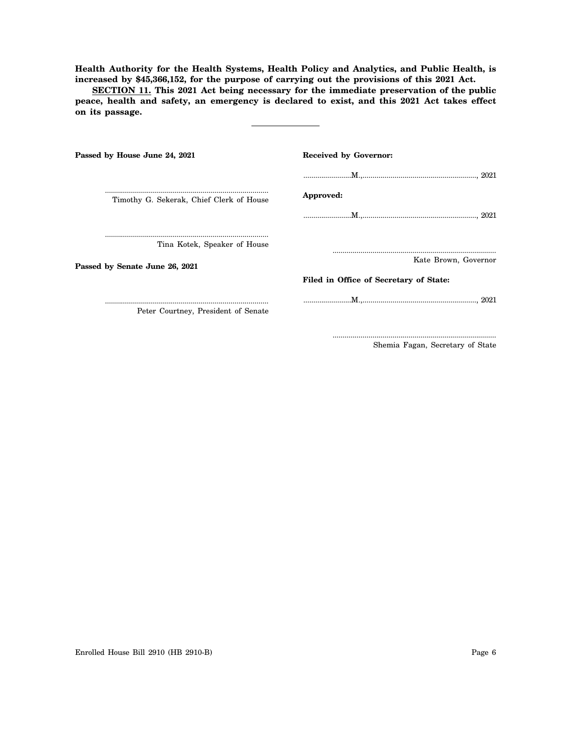**Health Authority for the Health Systems, Health Policy and Analytics, and Public Health, is increased by $45,366,152, for the purpose of carrying out the provisions of this 2021 Act.**

**SECTION 11. This 2021 Act being necessary for the immediate preservation of the public peace, health and safety, an emergency is declared to exist, and this 2021 Act takes effect on its passage.**

---

**Passed by House June 24, 2021**

..................................................................................
Timothy G. Sekerak, Chief Clerk of House

..................................................................................
Tina Kotek, Speaker of House

**Passed by Senate June 26, 2021**

..................................................................................
Peter Courtney, President of Senate

**Received by Governor:**

........................M.,........................................................., 2021

**Approved:**

........................M.,........................................................., 2021

..................................................................................
Kate Brown, Governor

**Filed in Office of Secretary of State:**

........................M.,........................................................., 2021

..................................................................................
Shemia Fagan, Secretary of State

Enrolled House Bill 2910 (HB 2910-B)